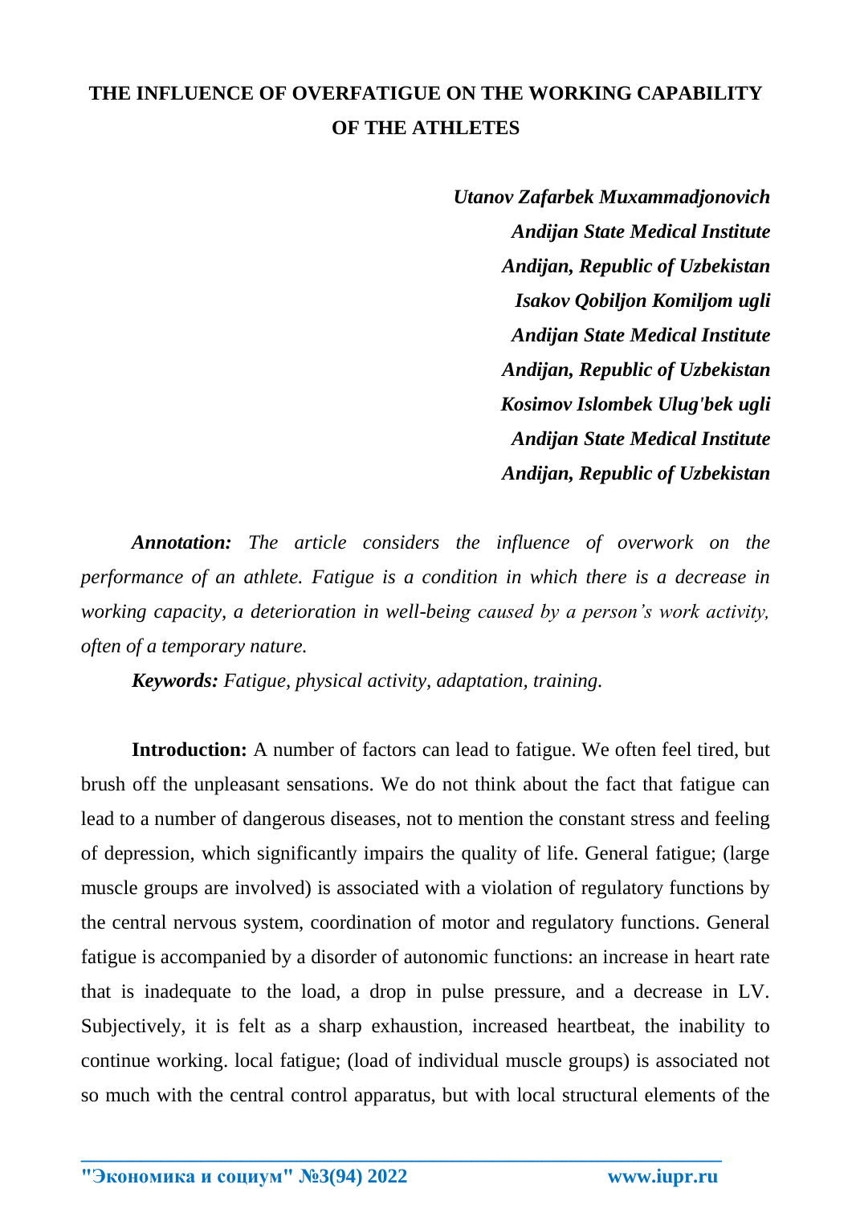# THE INFLUENCE OF OVERFATIGUE ON THE WORKING CAPABILITY OF THE ATHLETES

***Utanov Zafarbek Muxammadjonovich***
***Andijan State Medical Institute***
***Andijan, Republic of Uzbekistan***
***Isakov Qobiljon Komiljom ugli***
***Andijan State Medical Institute***
***Andijan, Republic of Uzbekistan***
***Kosimov Islombek Ulug'bek ugli***
***Andijan State Medical Institute***
***Andijan, Republic of Uzbekistan***

***Annotation:*** *The article considers the influence of overwork on the performance of an athlete. Fatigue is a condition in which there is a decrease in working capacity, a deterioration in well-being caused by a person's work activity, often of a temporary nature.*

***Keywords:*** *Fatigue, physical activity, adaptation, training.*

**Introduction:** A number of factors can lead to fatigue. We often feel tired, but brush off the unpleasant sensations. We do not think about the fact that fatigue can lead to a number of dangerous diseases, not to mention the constant stress and feeling of depression, which significantly impairs the quality of life. General fatigue; (large muscle groups are involved) is associated with a violation of regulatory functions by the central nervous system, coordination of motor and regulatory functions. General fatigue is accompanied by a disorder of autonomic functions: an increase in heart rate that is inadequate to the load, a drop in pulse pressure, and a decrease in LV. Subjectively, it is felt as a sharp exhaustion, increased heartbeat, the inability to continue working. local fatigue; (load of individual muscle groups) is associated not so much with the central control apparatus, but with local structural elements of the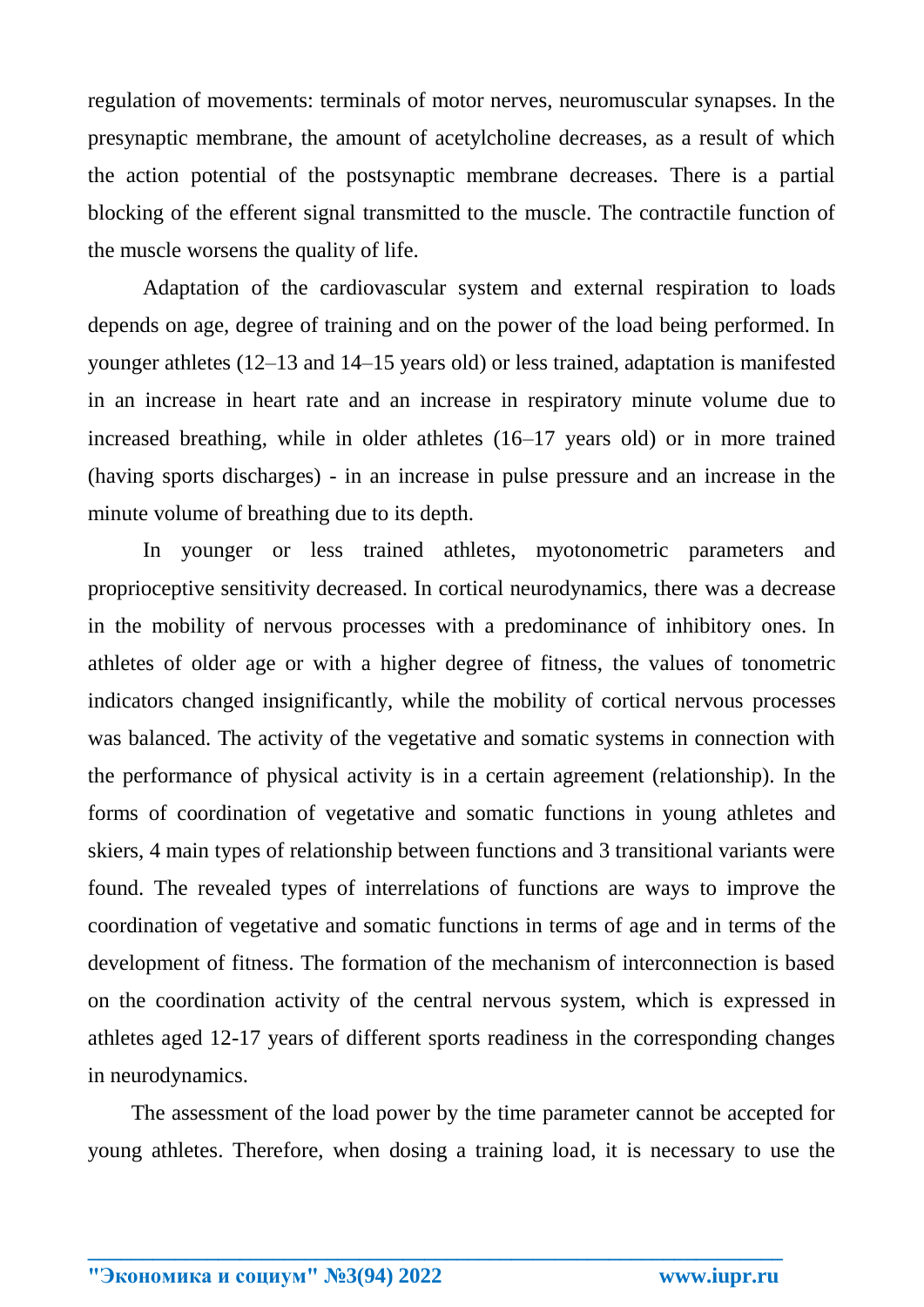regulation of movements: terminals of motor nerves, neuromuscular synapses. In the presynaptic membrane, the amount of acetylcholine decreases, as a result of which the action potential of the postsynaptic membrane decreases. There is a partial blocking of the efferent signal transmitted to the muscle. The contractile function of the muscle worsens the quality of life.

Adaptation of the cardiovascular system and external respiration to loads depends on age, degree of training and on the power of the load being performed. In younger athletes (12–13 and 14–15 years old) or less trained, adaptation is manifested in an increase in heart rate and an increase in respiratory minute volume due to increased breathing, while in older athletes (16–17 years old) or in more trained (having sports discharges) - in an increase in pulse pressure and an increase in the minute volume of breathing due to its depth.

In younger or less trained athletes, myotonometric parameters and proprioceptive sensitivity decreased. In cortical neurodynamics, there was a decrease in the mobility of nervous processes with a predominance of inhibitory ones. In athletes of older age or with a higher degree of fitness, the values of tonometric indicators changed insignificantly, while the mobility of cortical nervous processes was balanced. The activity of the vegetative and somatic systems in connection with the performance of physical activity is in a certain agreement (relationship). In the forms of coordination of vegetative and somatic functions in young athletes and skiers, 4 main types of relationship between functions and 3 transitional variants were found. The revealed types of interrelations of functions are ways to improve the coordination of vegetative and somatic functions in terms of age and in terms of the development of fitness. The formation of the mechanism of interconnection is based on the coordination activity of the central nervous system, which is expressed in athletes aged 12-17 years of different sports readiness in the corresponding changes in neurodynamics.

The assessment of the load power by the time parameter cannot be accepted for young athletes. Therefore, when dosing a training load, it is necessary to use the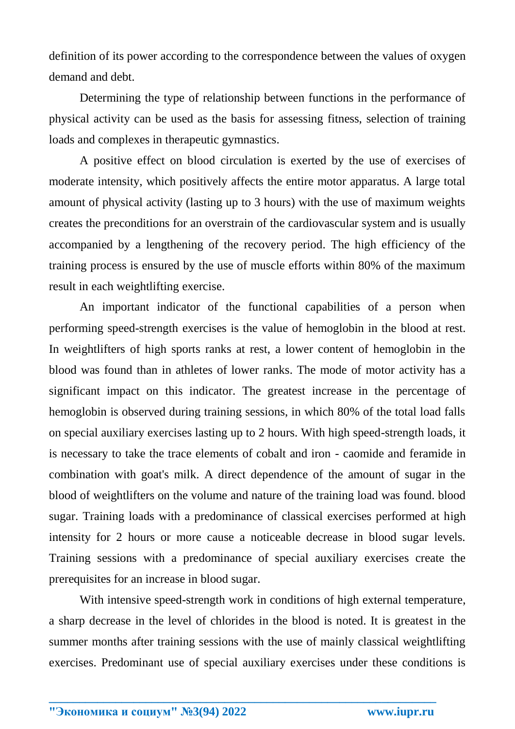definition of its power according to the correspondence between the values of oxygen demand and debt.

Determining the type of relationship between functions in the performance of physical activity can be used as the basis for assessing fitness, selection of training loads and complexes in therapeutic gymnastics.

A positive effect on blood circulation is exerted by the use of exercises of moderate intensity, which positively affects the entire motor apparatus. A large total amount of physical activity (lasting up to 3 hours) with the use of maximum weights creates the preconditions for an overstrain of the cardiovascular system and is usually accompanied by a lengthening of the recovery period. The high efficiency of the training process is ensured by the use of muscle efforts within 80% of the maximum result in each weightlifting exercise.

An important indicator of the functional capabilities of a person when performing speed-strength exercises is the value of hemoglobin in the blood at rest. In weightlifters of high sports ranks at rest, a lower content of hemoglobin in the blood was found than in athletes of lower ranks. The mode of motor activity has a significant impact on this indicator. The greatest increase in the percentage of hemoglobin is observed during training sessions, in which 80% of the total load falls on special auxiliary exercises lasting up to 2 hours. With high speed-strength loads, it is necessary to take the trace elements of cobalt and iron - caomide and feramide in combination with goat's milk. A direct dependence of the amount of sugar in the blood of weightlifters on the volume and nature of the training load was found. blood sugar. Training loads with a predominance of classical exercises performed at high intensity for 2 hours or more cause a noticeable decrease in blood sugar levels. Training sessions with a predominance of special auxiliary exercises create the prerequisites for an increase in blood sugar.

With intensive speed-strength work in conditions of high external temperature, a sharp decrease in the level of chlorides in the blood is noted. It is greatest in the summer months after training sessions with the use of mainly classical weightlifting exercises. Predominant use of special auxiliary exercises under these conditions is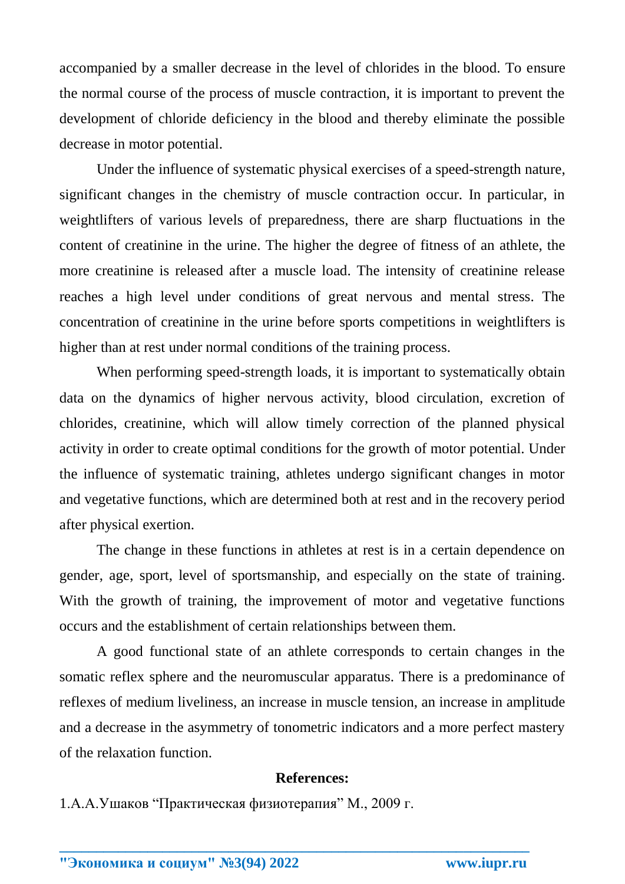accompanied by a smaller decrease in the level of chlorides in the blood. To ensure the normal course of the process of muscle contraction, it is important to prevent the development of chloride deficiency in the blood and thereby eliminate the possible decrease in motor potential.

Under the influence of systematic physical exercises of a speed-strength nature, significant changes in the chemistry of muscle contraction occur. In particular, in weightlifters of various levels of preparedness, there are sharp fluctuations in the content of creatinine in the urine. The higher the degree of fitness of an athlete, the more creatinine is released after a muscle load. The intensity of creatinine release reaches a high level under conditions of great nervous and mental stress. The concentration of creatinine in the urine before sports competitions in weightlifters is higher than at rest under normal conditions of the training process.

When performing speed-strength loads, it is important to systematically obtain data on the dynamics of higher nervous activity, blood circulation, excretion of chlorides, creatinine, which will allow timely correction of the planned physical activity in order to create optimal conditions for the growth of motor potential. Under the influence of systematic training, athletes undergo significant changes in motor and vegetative functions, which are determined both at rest and in the recovery period after physical exertion.

The change in these functions in athletes at rest is in a certain dependence on gender, age, sport, level of sportsmanship, and especially on the state of training. With the growth of training, the improvement of motor and vegetative functions occurs and the establishment of certain relationships between them.

A good functional state of an athlete corresponds to certain changes in the somatic reflex sphere and the neuromuscular apparatus. There is a predominance of reflexes of medium liveliness, an increase in muscle tension, an increase in amplitude and a decrease in the asymmetry of tonometric indicators and a more perfect mastery of the relaxation function.

**References:**

1.А.А.Ушаков "Практическая физиотерапия" М., 2009 г.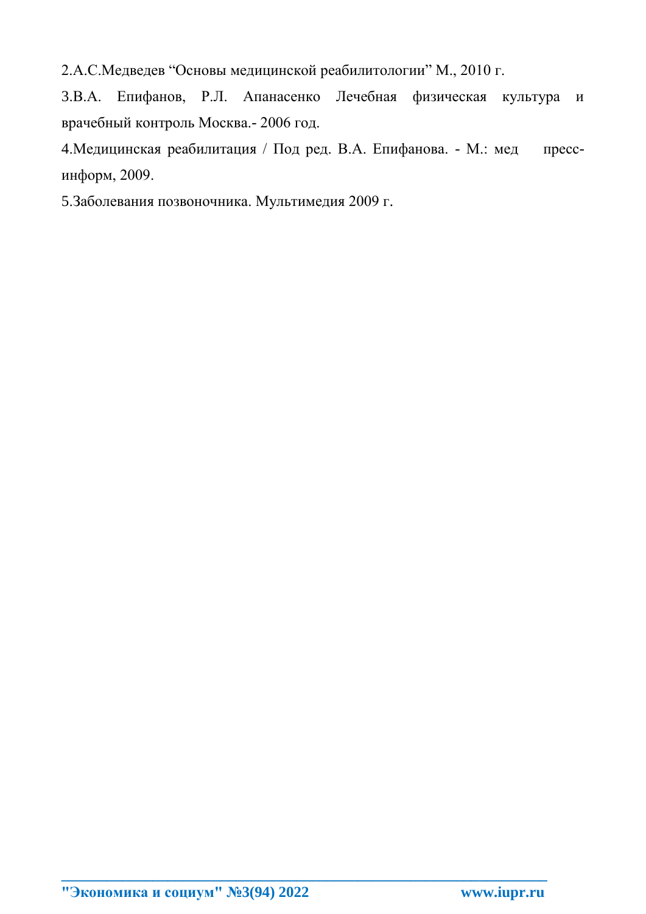2.А.С.Медведев “Основы медицинской реабилитологии” М., 2010 г.

3.В.А. Епифанов, Р.Л. Апанасенко Лечебная физическая культура и врачебный контроль Москва.- 2006 год.

4.Медицинская реабилитация / Под ред. В.А. Епифанова. - М.: мед пресс-информ, 2009.

5.Заболевания позвоночника. Мультимедия 2009 г.